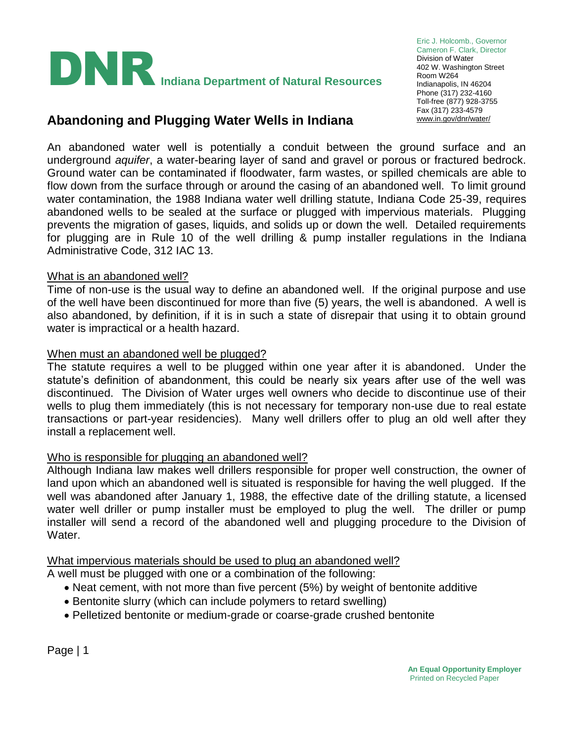**DNR** Indiana Department of Natural Resources

Eric J. Holcomb., Governor
Cameron F. Clark, Director
Division of Water
402 W. Washington Street
Room W264
Indianapolis, IN 46204
Phone (317) 232-4160
Toll-free (877) 928-3755
Fax (317) 233-4579
www.in.gov/dnr/water/

# Abandoning and Plugging Water Wells in Indiana

An abandoned water well is potentially a conduit between the ground surface and an underground *aquifer*, a water-bearing layer of sand and gravel or porous or fractured bedrock. Ground water can be contaminated if floodwater, farm wastes, or spilled chemicals are able to flow down from the surface through or around the casing of an abandoned well. To limit ground water contamination, the 1988 Indiana water well drilling statute, Indiana Code 25-39, requires abandoned wells to be sealed at the surface or plugged with impervious materials. Plugging prevents the migration of gases, liquids, and solids up or down the well. Detailed requirements for plugging are in Rule 10 of the well drilling & pump installer regulations in the Indiana Administrative Code, 312 IAC 13.

## What is an abandoned well?

Time of non-use is the usual way to define an abandoned well. If the original purpose and use of the well have been discontinued for more than five (5) years, the well is abandoned. A well is also abandoned, by definition, if it is in such a state of disrepair that using it to obtain ground water is impractical or a health hazard.

## When must an abandoned well be plugged?

The statute requires a well to be plugged within one year after it is abandoned. Under the statute's definition of abandonment, this could be nearly six years after use of the well was discontinued. The Division of Water urges well owners who decide to discontinue use of their wells to plug them immediately (this is not necessary for temporary non-use due to real estate transactions or part-year residencies). Many well drillers offer to plug an old well after they install a replacement well.

## Who is responsible for plugging an abandoned well?

Although Indiana law makes well drillers responsible for proper well construction, the owner of land upon which an abandoned well is situated is responsible for having the well plugged. If the well was abandoned after January 1, 1988, the effective date of the drilling statute, a licensed water well driller or pump installer must be employed to plug the well. The driller or pump installer will send a record of the abandoned well and plugging procedure to the Division of Water.

## What impervious materials should be used to plug an abandoned well?

A well must be plugged with one or a combination of the following:

- Neat cement, with not more than five percent (5%) by weight of bentonite additive
- Bentonite slurry (which can include polymers to retard swelling)
- Pelletized bentonite or medium-grade or coarse-grade crushed bentonite

An Equal Opportunity Employer
Printed on Recycled Paper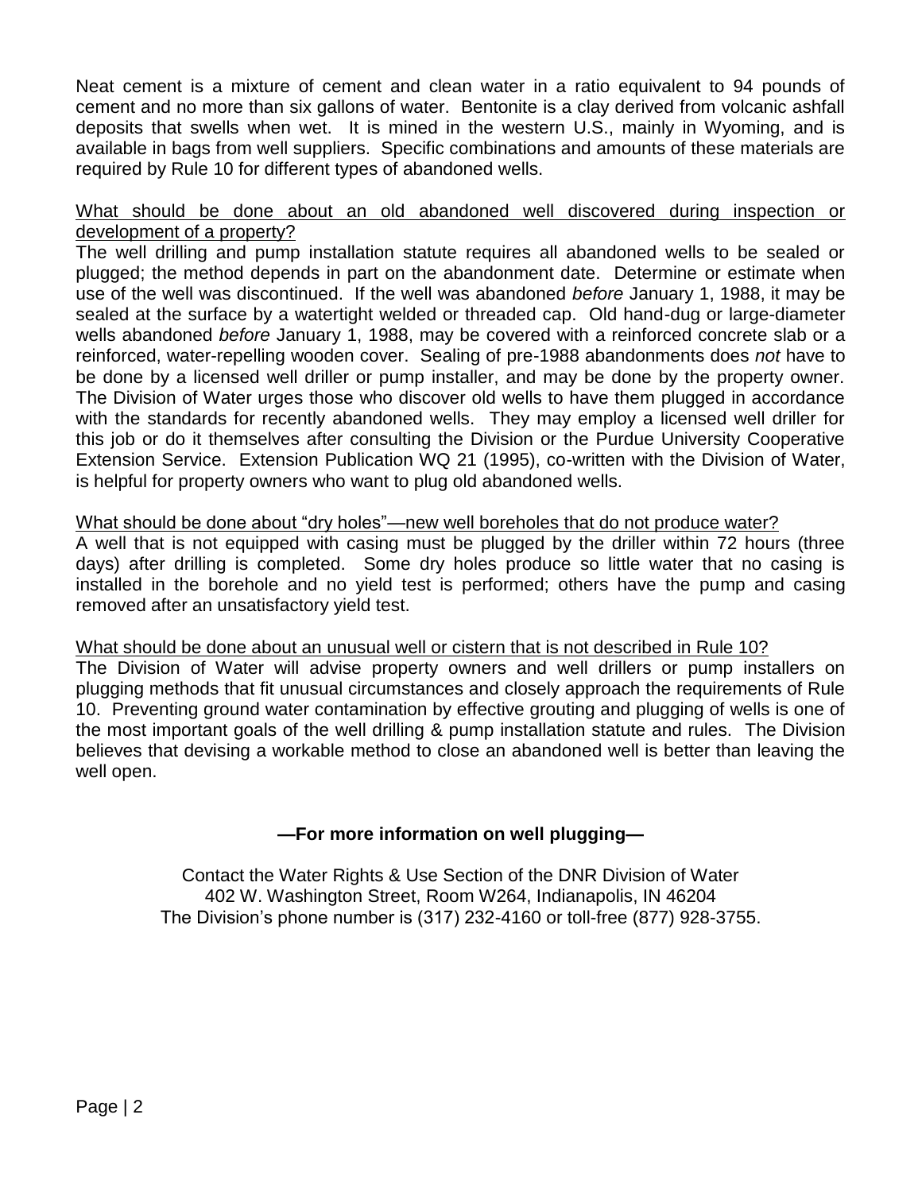Neat cement is a mixture of cement and clean water in a ratio equivalent to 94 pounds of cement and no more than six gallons of water. Bentonite is a clay derived from volcanic ashfall deposits that swells when wet. It is mined in the western U.S., mainly in Wyoming, and is available in bags from well suppliers. Specific combinations and amounts of these materials are required by Rule 10 for different types of abandoned wells.

<u>What should be done about an old abandoned well discovered during inspection or development of a property?</u>

The well drilling and pump installation statute requires all abandoned wells to be sealed or plugged; the method depends in part on the abandonment date. Determine or estimate when use of the well was discontinued. If the well was abandoned *before* January 1, 1988, it may be sealed at the surface by a watertight welded or threaded cap. Old hand-dug or large-diameter wells abandoned *before* January 1, 1988, may be covered with a reinforced concrete slab or a reinforced, water-repelling wooden cover. Sealing of pre-1988 abandonments does *not* have to be done by a licensed well driller or pump installer, and may be done by the property owner. The Division of Water urges those who discover old wells to have them plugged in accordance with the standards for recently abandoned wells. They may employ a licensed well driller for this job or do it themselves after consulting the Division or the Purdue University Cooperative Extension Service. Extension Publication WQ 21 (1995), co-written with the Division of Water, is helpful for property owners who want to plug old abandoned wells.

<u>What should be done about "dry holes"—new well boreholes that do not produce water?</u>

A well that is not equipped with casing must be plugged by the driller within 72 hours (three days) after drilling is completed. Some dry holes produce so little water that no casing is installed in the borehole and no yield test is performed; others have the pump and casing removed after an unsatisfactory yield test.

<u>What should be done about an unusual well or cistern that is not described in Rule 10?</u>

The Division of Water will advise property owners and well drillers or pump installers on plugging methods that fit unusual circumstances and closely approach the requirements of Rule 10. Preventing ground water contamination by effective grouting and plugging of wells is one of the most important goals of the well drilling & pump installation statute and rules. The Division believes that devising a workable method to close an abandoned well is better than leaving the well open.

**—For more information on well plugging—**

Contact the Water Rights & Use Section of the DNR Division of Water
402 W. Washington Street, Room W264, Indianapolis, IN 46204
The Division's phone number is (317) 232-4160 or toll-free (877) 928-3755.